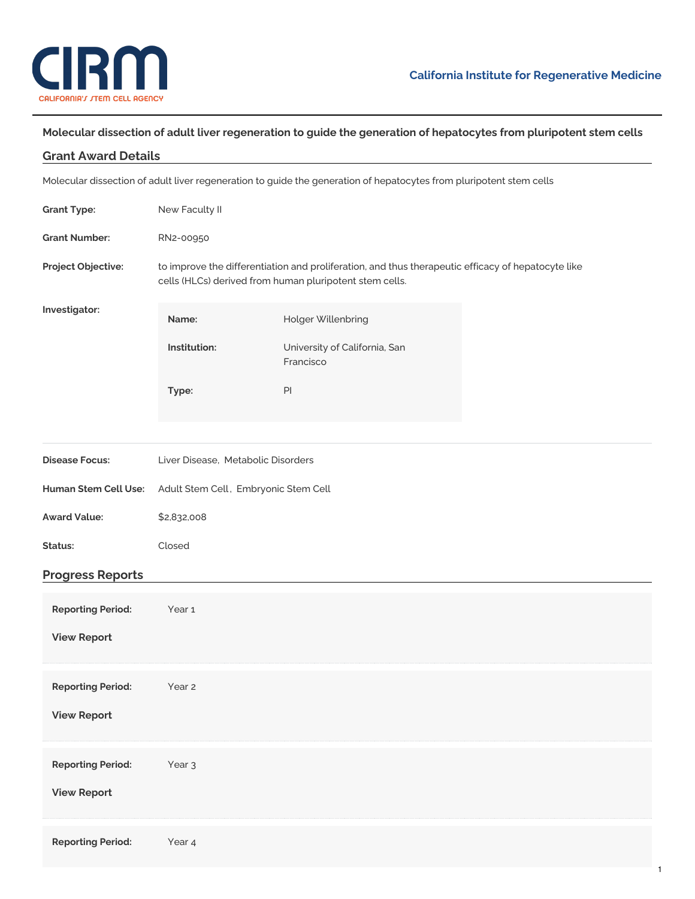California Institute for Regenerative Medicine

# Molecular dissection of adult liver regeneration to guide the generation of hepatocytes from pluripotent stem cells

## Grant Award Details

Molecular dissection of adult liver regeneration to guide the generation of hepatocytes from pluripotent stem cells

**Grant Type:** New Faculty II

**Grant Number:** RN2-00950

**Project Objective:** to improve the differentiation and proliferation, and thus therapeutic efficacy of hepatocyte like cells (HLCs) derived from human pluripotent stem cells.

**Investigator:**

| | |
|---|---|
| **Name:** | Holger Willenbring |
| **Institution:** | University of California, San Francisco |
| **Type:** | PI |

**Disease Focus:** Liver Disease, Metabolic Disorders

**Human Stem Cell Use:** Adult Stem Cell, Embryonic Stem Cell

**Award Value:** $2,832,008

**Status:** Closed

## Progress Reports

**Reporting Period:** Year 1

**View Report**

**Reporting Period:** Year 2

**View Report**

**Reporting Period:** Year 3

**View Report**

**Reporting Period:** Year 4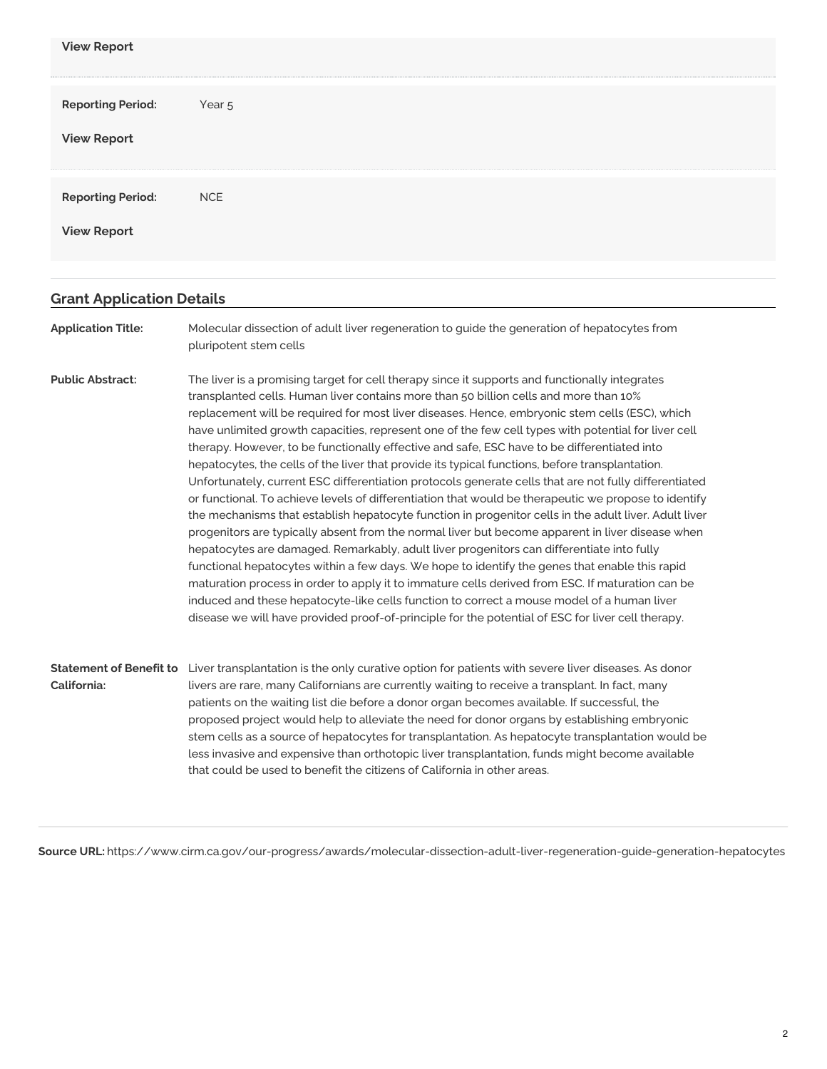**View Report**

| | |
|---|---|
| **Reporting Period:** | Year 5 |
| **View Report** | |

| | |
|---|---|
| **Reporting Period:** | NCE |
| **View Report** | |

## Grant Application Details

| | |
|---|---|
| **Application Title:** | Molecular dissection of adult liver regeneration to guide the generation of hepatocytes from pluripotent stem cells |
| **Public Abstract:** | The liver is a promising target for cell therapy since it supports and functionally integrates transplanted cells. Human liver contains more than 50 billion cells and more than 10% replacement will be required for most liver diseases. Hence, embryonic stem cells (ESC), which have unlimited growth capacities, represent one of the few cell types with potential for liver cell therapy. However, to be functionally effective and safe, ESC have to be differentiated into hepatocytes, the cells of the liver that provide its typical functions, before transplantation. Unfortunately, current ESC differentiation protocols generate cells that are not fully differentiated or functional. To achieve levels of differentiation that would be therapeutic we propose to identify the mechanisms that establish hepatocyte function in progenitor cells in the adult liver. Adult liver progenitors are typically absent from the normal liver but become apparent in liver disease when hepatocytes are damaged. Remarkably, adult liver progenitors can differentiate into fully functional hepatocytes within a few days. We hope to identify the genes that enable this rapid maturation process in order to apply it to immature cells derived from ESC. If maturation can be induced and these hepatocyte-like cells function to correct a mouse model of a human liver disease we will have provided proof-of-principle for the potential of ESC for liver cell therapy. |
| **Statement of Benefit to California:** | Liver transplantation is the only curative option for patients with severe liver diseases. As donor livers are rare, many Californians are currently waiting to receive a transplant. In fact, many patients on the waiting list die before a donor organ becomes available. If successful, the proposed project would help to alleviate the need for donor organs by establishing embryonic stem cells as a source of hepatocytes for transplantation. As hepatocyte transplantation would be less invasive and expensive than orthotopic liver transplantation, funds might become available that could be used to benefit the citizens of California in other areas. |

**Source URL:** https://www.cirm.ca.gov/our-progress/awards/molecular-dissection-adult-liver-regeneration-guide-generation-hepatocytes